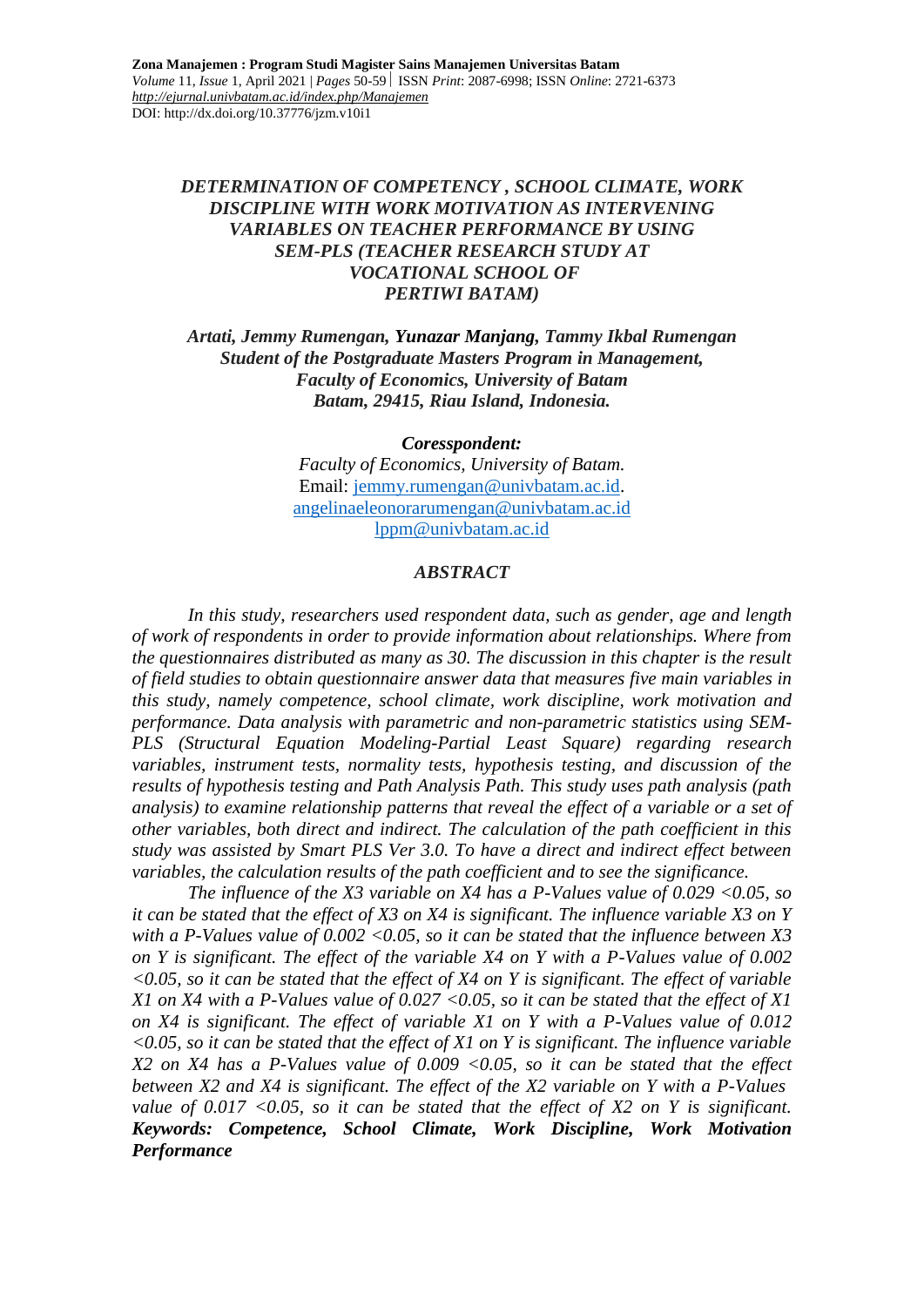**Zona Manajemen : Program Studi Magister Sains Manajemen Universitas Batam**
*Volume* 11, *Issue* 1, April 2021 | *Pages* 50-59 | ISSN *Print*: 2087-6998; ISSN *Online*: 2721-6373
*http://ejurnal.univbatam.ac.id/index.php/Manajemen*
DOI: http://dx.doi.org/10.37776/jzm.v10i1

# *DETERMINATION OF COMPETENCY , SCHOOL CLIMATE, WORK DISCIPLINE WITH WORK MOTIVATION AS INTERVENING VARIABLES ON TEACHER PERFORMANCE BY USING SEM-PLS (TEACHER RESEARCH STUDY AT VOCATIONAL SCHOOL OF PERTIWI BATAM)*

***Artati, Jemmy Rumengan, Yunazar Manjang, Tammy Ikbal Rumengan***
***Student of the Postgraduate Masters Program in Management,***
***Faculty of Economics, University of Batam***
***Batam, 29415, Riau Island, Indonesia.***

***Coresspondent:***
*Faculty of Economics, University of Batam.*
Email: jemmy.rumengan@univbatam.ac.id.
angelinaeleonorarumengan@univbatam.ac.id
lppm@univbatam.ac.id

## *ABSTRACT*

*In this study, researchers used respondent data, such as gender, age and length of work of respondents in order to provide information about relationships. Where from the questionnaires distributed as many as 30. The discussion in this chapter is the result of field studies to obtain questionnaire answer data that measures five main variables in this study, namely competence, school climate, work discipline, work motivation and performance. Data analysis with parametric and non-parametric statistics using SEM-PLS (Structural Equation Modeling-Partial Least Square) regarding research variables, instrument tests, normality tests, hypothesis testing, and discussion of the results of hypothesis testing and Path Analysis Path. This study uses path analysis (path analysis) to examine relationship patterns that reveal the effect of a variable or a set of other variables, both direct and indirect. The calculation of the path coefficient in this study was assisted by Smart PLS Ver 3.0. To have a direct and indirect effect between variables, the calculation results of the path coefficient and to see the significance.*

*The influence of the X3 variable on X4 has a P-Values value of 0.029 <0.05, so it can be stated that the effect of X3 on X4 is significant. The influence variable X3 on Y with a P-Values value of 0.002 <0.05, so it can be stated that the influence between X3 on Y is significant. The effect of the variable X4 on Y with a P-Values value of 0.002 <0.05, so it can be stated that the effect of X4 on Y is significant. The effect of variable X1 on X4 with a P-Values value of 0.027 <0.05, so it can be stated that the effect of X1 on X4 is significant. The effect of variable X1 on Y with a P-Values value of 0.012 <0.05, so it can be stated that the effect of X1 on Y is significant. The influence variable X2 on X4 has a P-Values value of 0.009 <0.05, so it can be stated that the effect between X2 and X4 is significant. The effect of the X2 variable on Y with a P-Values value of 0.017 <0.05, so it can be stated that the effect of X2 on Y is significant.*
***Keywords: Competence, School Climate, Work Discipline, Work Motivation Performance***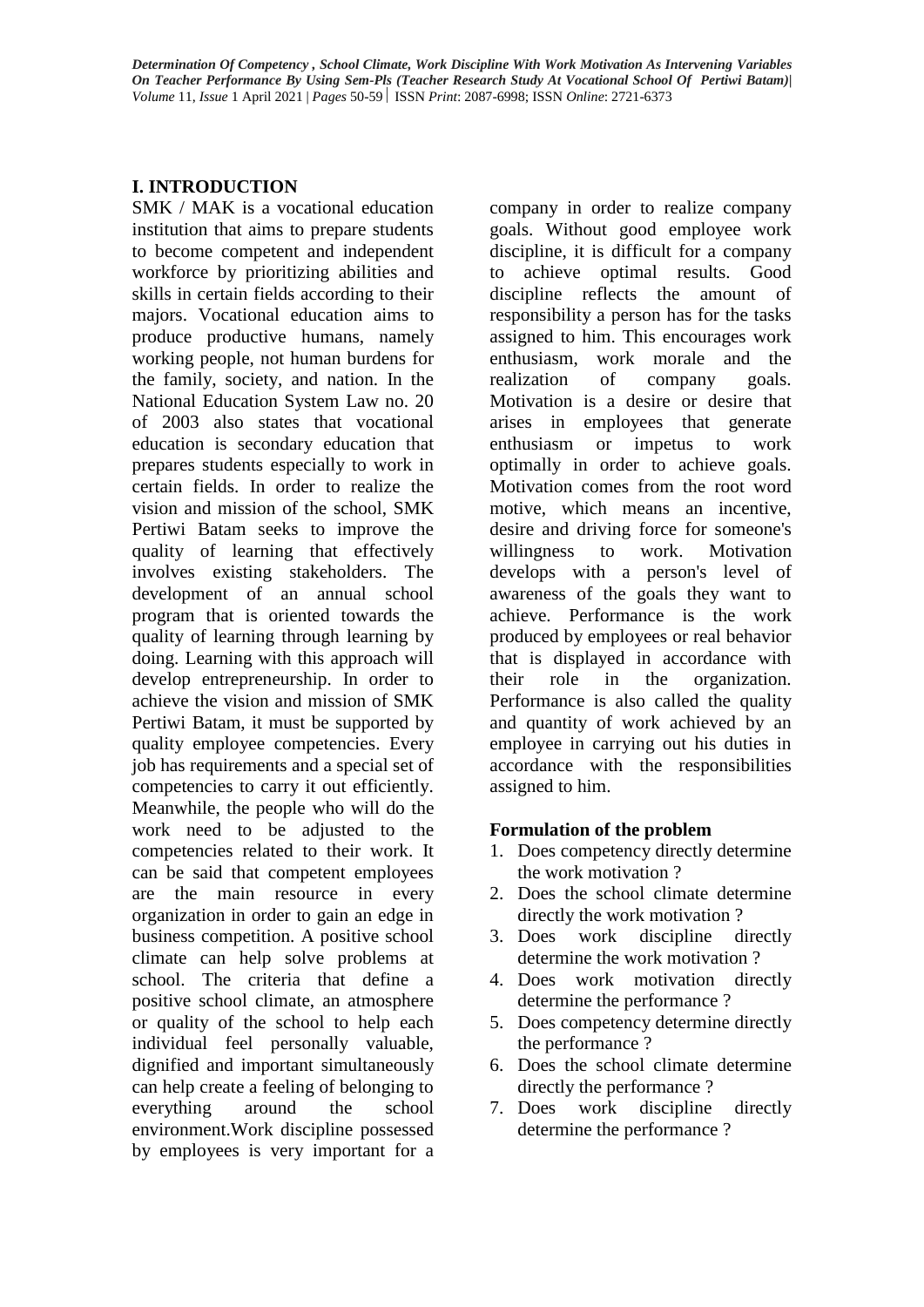## I. INTRODUCTION

SMK / MAK is a vocational education institution that aims to prepare students to become competent and independent workforce by prioritizing abilities and skills in certain fields according to their majors. Vocational education aims to produce productive humans, namely working people, not human burdens for the family, society, and nation. In the National Education System Law no. 20 of 2003 also states that vocational education is secondary education that prepares students especially to work in certain fields. In order to realize the vision and mission of the school, SMK Pertiwi Batam seeks to improve the quality of learning that effectively involves existing stakeholders. The development of an annual school program that is oriented towards the quality of learning through learning by doing. Learning with this approach will develop entrepreneurship. In order to achieve the vision and mission of SMK Pertiwi Batam, it must be supported by quality employee competencies. Every job has requirements and a special set of competencies to carry it out efficiently. Meanwhile, the people who will do the work need to be adjusted to the competencies related to their work. It can be said that competent employees are the main resource in every organization in order to gain an edge in business competition. A positive school climate can help solve problems at school. The criteria that define a positive school climate, an atmosphere or quality of the school to help each individual feel personally valuable, dignified and important simultaneously can help create a feeling of belonging to everything around the school environment.Work discipline possessed by employees is very important for a company in order to realize company goals. Without good employee work discipline, it is difficult for a company to achieve optimal results. Good discipline reflects the amount of responsibility a person has for the tasks assigned to him. This encourages work enthusiasm, work morale and the realization of company goals. Motivation is a desire or desire that arises in employees that generate enthusiasm or impetus to work optimally in order to achieve goals. Motivation comes from the root word motive, which means an incentive, desire and driving force for someone's willingness to work. Motivation develops with a person's level of awareness of the goals they want to achieve. Performance is the work produced by employees or real behavior that is displayed in accordance with their role in the organization. Performance is also called the quality and quantity of work achieved by an employee in carrying out his duties in accordance with the responsibilities assigned to him.

**Formulation of the problem**

1. Does competency directly determine the work motivation ?
2. Does the school climate determine directly the work motivation ?
3. Does work discipline directly determine the work motivation ?
4. Does work motivation directly determine the performance ?
5. Does competency determine directly the performance ?
6. Does the school climate determine directly the performance ?
7. Does work discipline directly determine the performance ?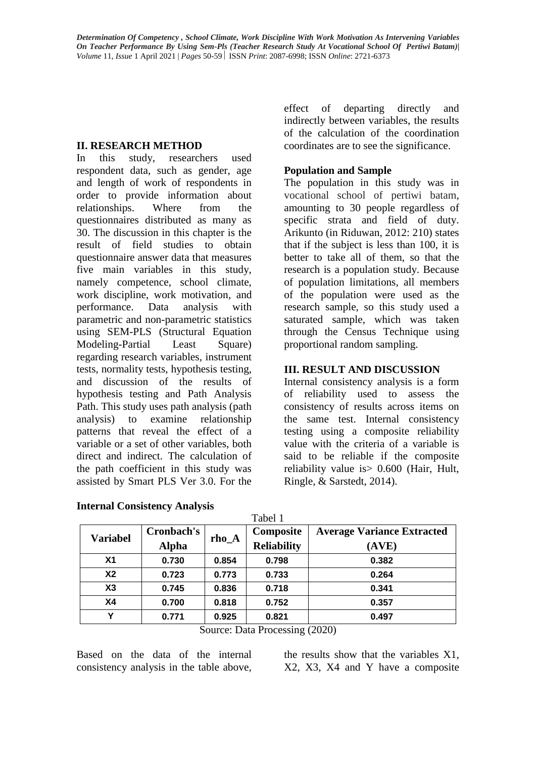## II. RESEARCH METHOD

In this study, researchers used respondent data, such as gender, age and length of work of respondents in order to provide information about relationships. Where from the questionnaires distributed as many as 30. The discussion in this chapter is the result of field studies to obtain questionnaire answer data that measures five main variables in this study, namely competence, school climate, work discipline, work motivation, and performance. Data analysis with parametric and non-parametric statistics using SEM-PLS (Structural Equation Modeling-Partial Least Square) regarding research variables, instrument tests, normality tests, hypothesis testing, and discussion of the results of hypothesis testing and Path Analysis Path. This study uses path analysis (path analysis) to examine relationship patterns that reveal the effect of a variable or a set of other variables, both direct and indirect. The calculation of the path coefficient in this study was assisted by Smart PLS Ver 3.0. For the effect of departing directly and indirectly between variables, the results of the calculation of the coordination coordinates are to see the significance.

### Population and Sample

The population in this study was in vocational school of pertiwi batam, amounting to 30 people regardless of specific strata and field of duty. Arikunto (in Riduwan, 2012: 210) states that if the subject is less than 100, it is better to take all of them, so that the research is a population study. Because of population limitations, all members of the population were used as the research sample, so this study used a saturated sample, which was taken through the Census Technique using proportional random sampling.

## III. RESULT AND DISCUSSION

Internal consistency analysis is a form of reliability used to assess the consistency of results across items on the same test. Internal consistency testing using a composite reliability value with the criteria of a variable is said to be reliable if the composite reliability value is> 0.600 (Hair, Hult, Ringle, & Sarstedt, 2014).

### Internal Consistency Analysis

Tabel 1

| Variabel | Cronbach's Alpha | rho_A | Composite Reliability | Average Variance Extracted (AVE) |
|---|---|---|---|---|
| X1 | 0.730 | 0.854 | 0.798 | 0.382 |
| X2 | 0.723 | 0.773 | 0.733 | 0.264 |
| X3 | 0.745 | 0.836 | 0.718 | 0.341 |
| X4 | 0.700 | 0.818 | 0.752 | 0.357 |
| Y | 0.771 | 0.925 | 0.821 | 0.497 |

Source: Data Processing (2020)

Based on the data of the internal consistency analysis in the table above, the results show that the variables X1, X2, X3, X4 and Y have a composite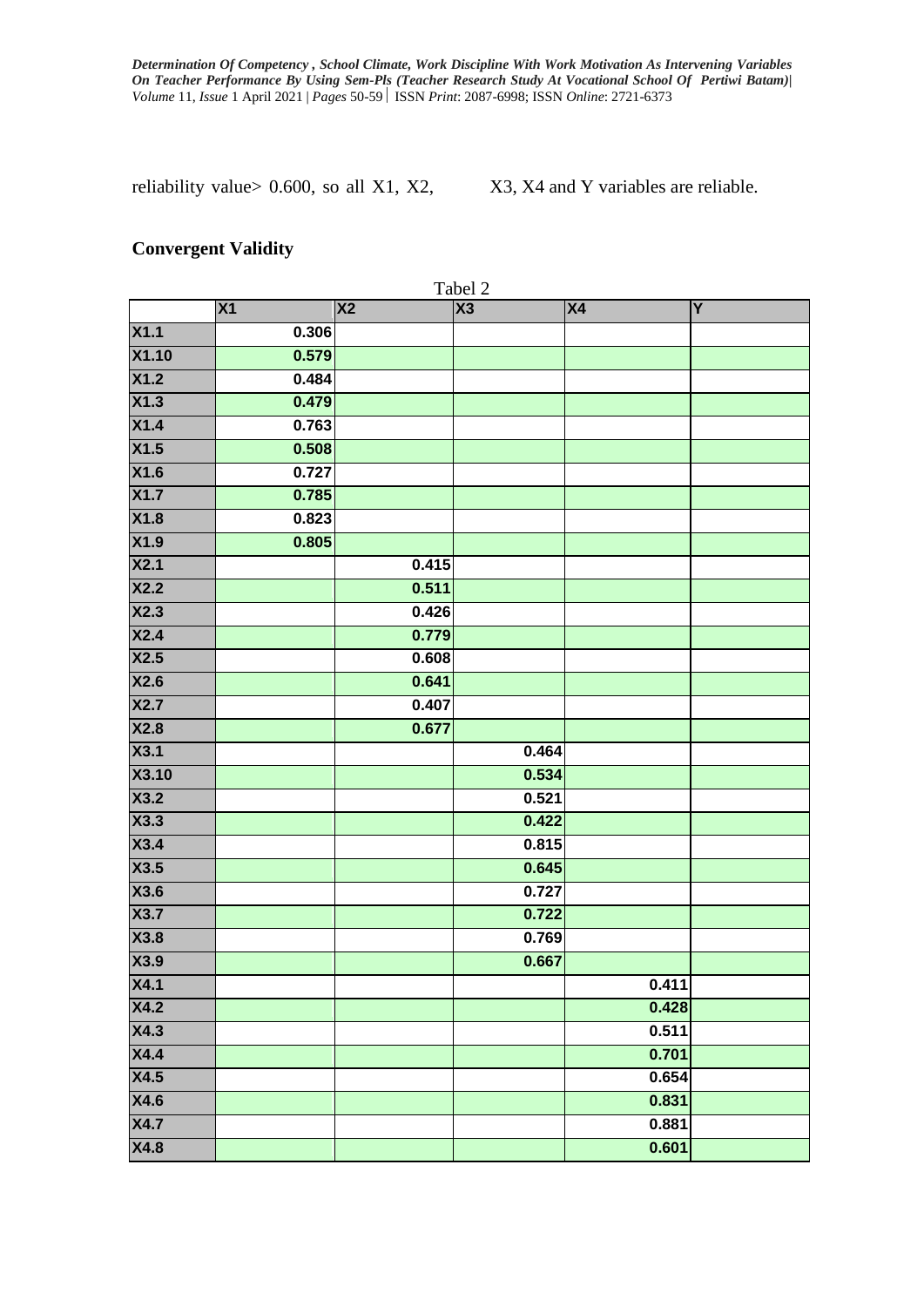reliability value> 0.600, so all X1, X2, X3, X4 and Y variables are reliable.

## Convergent Validity

Tabel 2

| | X1 | X2 | X3 | X4 | Y |
|---|---|---|---|---|---|
| X1.1 | 0.306 | | | | |
| X1.10 | 0.579 | | | | |
| X1.2 | 0.484 | | | | |
| X1.3 | 0.479 | | | | |
| X1.4 | 0.763 | | | | |
| X1.5 | 0.508 | | | | |
| X1.6 | 0.727 | | | | |
| X1.7 | 0.785 | | | | |
| X1.8 | 0.823 | | | | |
| X1.9 | 0.805 | | | | |
| X2.1 | | 0.415 | | | |
| X2.2 | | 0.511 | | | |
| X2.3 | | 0.426 | | | |
| X2.4 | | 0.779 | | | |
| X2.5 | | 0.608 | | | |
| X2.6 | | 0.641 | | | |
| X2.7 | | 0.407 | | | |
| X2.8 | | 0.677 | | | |
| X3.1 | | | 0.464 | | |
| X3.10 | | | 0.534 | | |
| X3.2 | | | 0.521 | | |
| X3.3 | | | 0.422 | | |
| X3.4 | | | 0.815 | | |
| X3.5 | | | 0.645 | | |
| X3.6 | | | 0.727 | | |
| X3.7 | | | 0.722 | | |
| X3.8 | | | 0.769 | | |
| X3.9 | | | 0.667 | | |
| X4.1 | | | | 0.411 | |
| X4.2 | | | | 0.428 | |
| X4.3 | | | | 0.511 | |
| X4.4 | | | | 0.701 | |
| X4.5 | | | | 0.654 | |
| X4.6 | | | | 0.831 | |
| X4.7 | | | | 0.881 | |
| X4.8 | | | | 0.601 | |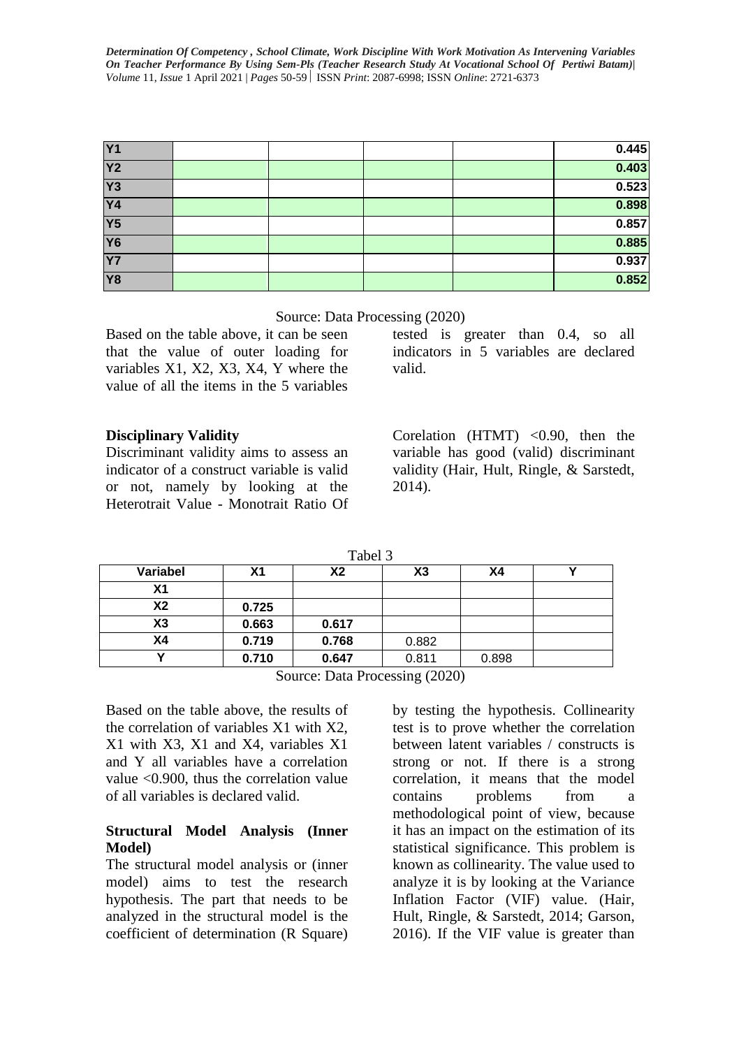| Y1 | | | | | 0.445 |
|---|---|---|---|---|---|
| Y2 | | | | | 0.403 |
| Y3 | | | | | 0.523 |
| Y4 | | | | | 0.898 |
| Y5 | | | | | 0.857 |
| Y6 | | | | | 0.885 |
| Y7 | | | | | 0.937 |
| Y8 | | | | | 0.852 |

Source: Data Processing (2020)

Based on the table above, it can be seen that the value of outer loading for variables X1, X2, X3, X4, Y where the value of all the items in the 5 variables tested is greater than 0.4, so all indicators in 5 variables are declared valid.

**Disciplinary Validity**

Discriminant validity aims to assess an indicator of a construct variable is valid or not, namely by looking at the Heterotrait Value - Monotrait Ratio Of Corelation (HTMT) <0.90, then the variable has good (valid) discriminant validity (Hair, Hult, Ringle, & Sarstedt, 2014).

Tabel 3

| Variabel | X1 | X2 | X3 | X4 | Y |
|---|---|---|---|---|---|
| X1 | | | | | |
| X2 | 0.725 | | | | |
| X3 | 0.663 | 0.617 | | | |
| X4 | 0.719 | 0.768 | 0.882 | | |
| Y | 0.710 | 0.647 | 0.811 | 0.898 | |

Source: Data Processing (2020)

Based on the table above, the results of the correlation of variables X1 with X2, X1 with X3, X1 and X4, variables X1 and Y all variables have a correlation value <0.900, thus the correlation value of all variables is declared valid.

**Structural Model Analysis (Inner Model)**

The structural model analysis or (inner model) aims to test the research hypothesis. The part that needs to be analyzed in the structural model is the coefficient of determination (R Square) by testing the hypothesis. Collinearity test is to prove whether the correlation between latent variables / constructs is strong or not. If there is a strong correlation, it means that the model contains problems from a methodological point of view, because it has an impact on the estimation of its statistical significance. This problem is known as collinearity. The value used to analyze it is by looking at the Variance Inflation Factor (VIF) value. (Hair, Hult, Ringle, & Sarstedt, 2014; Garson, 2016). If the VIF value is greater than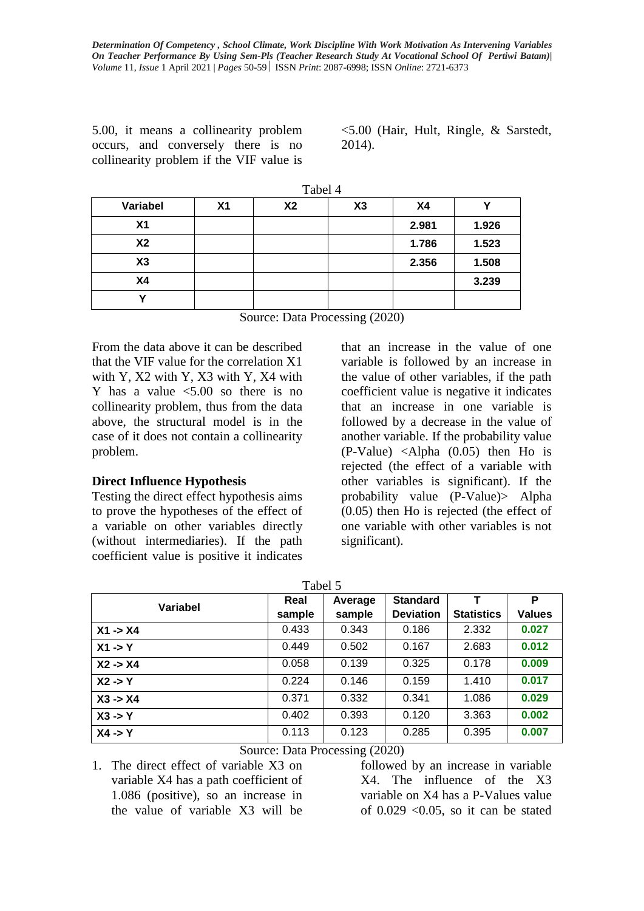5.00, it means a collinearity problem occurs, and conversely there is no collinearity problem if the VIF value is <5.00 (Hair, Hult, Ringle, & Sarstedt, 2014).

Tabel 4

| Variabel | X1 | X2 | X3 | X4 | Y |
|---|---|---|---|---|---|
| X1 | | | | 2.981 | 1.926 |
| X2 | | | | 1.786 | 1.523 |
| X3 | | | | 2.356 | 1.508 |
| X4 | | | | | 3.239 |
| Y | | | | | |

Source: Data Processing (2020)

From the data above it can be described that the VIF value for the correlation X1 with Y, X2 with Y, X3 with Y, X4 with Y has a value <5.00 so there is no collinearity problem, thus from the data above, the structural model is in the case of it does not contain a collinearity problem.

**Direct Influence Hypothesis**

Testing the direct effect hypothesis aims to prove the hypotheses of the effect of a variable on other variables directly (without intermediaries). If the path coefficient value is positive it indicates that an increase in the value of one variable is followed by an increase in the value of other variables, if the path coefficient value is negative it indicates that an increase in one variable is followed by a decrease in the value of another variable. If the probability value (P-Value) <Alpha (0.05) then Ho is rejected (the effect of a variable with other variables is significant). If the probability value (P-Value)> Alpha (0.05) then Ho is rejected (the effect of one variable with other variables is not significant).

Tabel 5

| Variabel | Real sample | Average sample | Standard Deviation | T Statistics | P Values |
|---|---|---|---|---|---|
| X1 -> X4 | 0.433 | 0.343 | 0.186 | 2.332 | 0.027 |
| X1 -> Y | 0.449 | 0.502 | 0.167 | 2.683 | 0.012 |
| X2 -> X4 | 0.058 | 0.139 | 0.325 | 0.178 | 0.009 |
| X2 -> Y | 0.224 | 0.146 | 0.159 | 1.410 | 0.017 |
| X3 -> X4 | 0.371 | 0.332 | 0.341 | 1.086 | 0.029 |
| X3 -> Y | 0.402 | 0.393 | 0.120 | 3.363 | 0.002 |
| X4 -> Y | 0.113 | 0.123 | 0.285 | 0.395 | 0.007 |

Source: Data Processing (2020)

1. The direct effect of variable X3 on variable X4 has a path coefficient of 1.086 (positive), so an increase in the value of variable X3 will be followed by an increase in variable X4. The influence of the X3 variable on X4 has a P-Values value of 0.029 <0.05, so it can be stated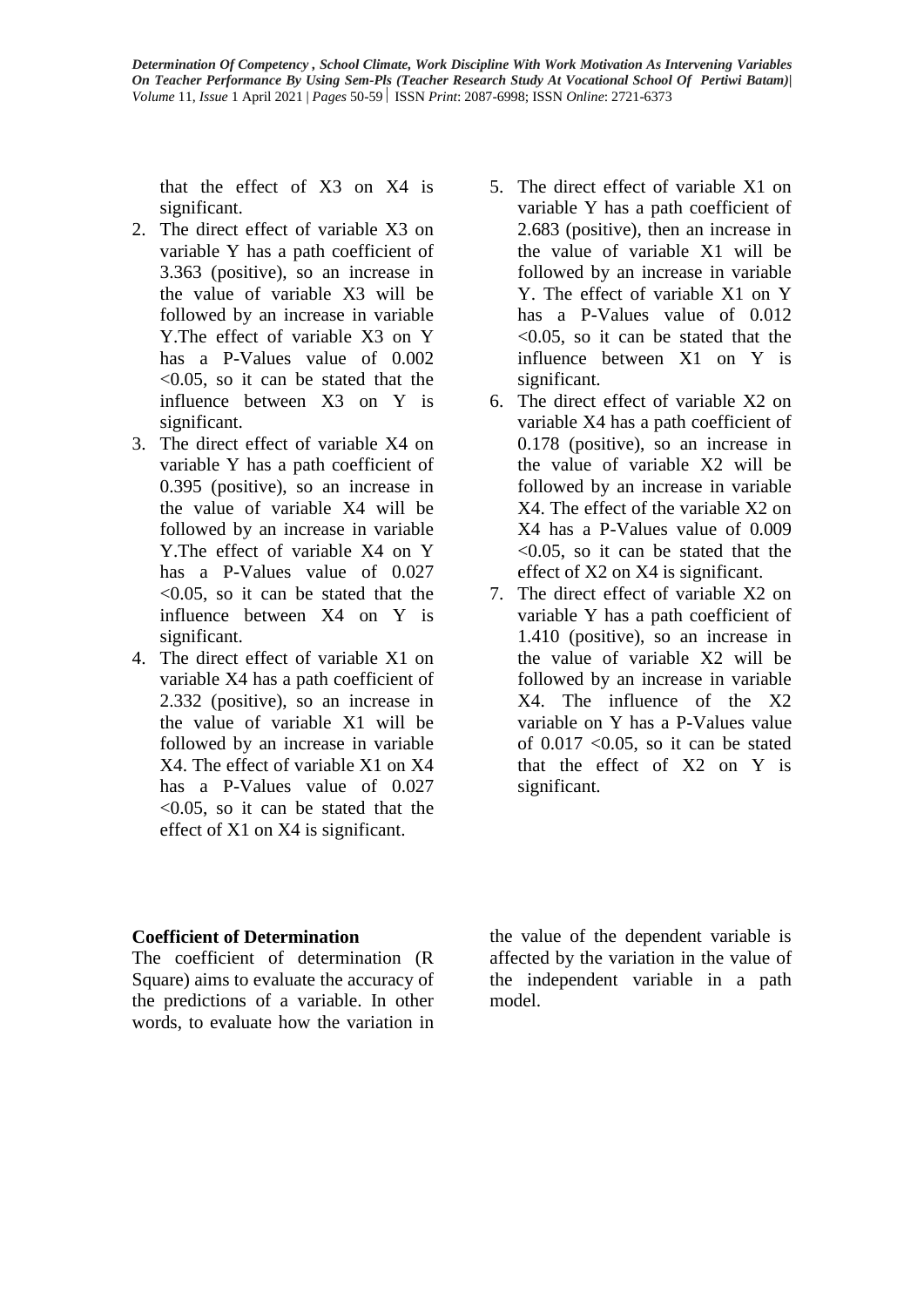that the effect of X3 on X4 is significant.

2. The direct effect of variable X3 on variable Y has a path coefficient of 3.363 (positive), so an increase in the value of variable X3 will be followed by an increase in variable Y.The effect of variable X3 on Y has a P-Values value of 0.002 <0.05, so it can be stated that the influence between X3 on Y is significant.
3. The direct effect of variable X4 on variable Y has a path coefficient of 0.395 (positive), so an increase in the value of variable X4 will be followed by an increase in variable Y.The effect of variable X4 on Y has a P-Values value of 0.027 <0.05, so it can be stated that the influence between X4 on Y is significant.
4. The direct effect of variable X1 on variable X4 has a path coefficient of 2.332 (positive), so an increase in the value of variable X1 will be followed by an increase in variable X4. The effect of variable X1 on X4 has a P-Values value of 0.027 <0.05, so it can be stated that the effect of X1 on X4 is significant.
5. The direct effect of variable X1 on variable Y has a path coefficient of 2.683 (positive), then an increase in the value of variable X1 will be followed by an increase in variable Y. The effect of variable X1 on Y has a P-Values value of 0.012 <0.05, so it can be stated that the influence between X1 on Y is significant.
6. The direct effect of variable X2 on variable X4 has a path coefficient of 0.178 (positive), so an increase in the value of variable X2 will be followed by an increase in variable X4. The effect of the variable X2 on X4 has a P-Values value of 0.009 <0.05, so it can be stated that the effect of X2 on X4 is significant.
7. The direct effect of variable X2 on variable Y has a path coefficient of 1.410 (positive), so an increase in the value of variable X2 will be followed by an increase in variable X4. The influence of the X2 variable on Y has a P-Values value of 0.017 <0.05, so it can be stated that the effect of X2 on Y is significant.

**Coefficient of Determination**

The coefficient of determination (R Square) aims to evaluate the accuracy of the predictions of a variable. In other words, to evaluate how the variation in the value of the dependent variable is affected by the variation in the value of the independent variable in a path model.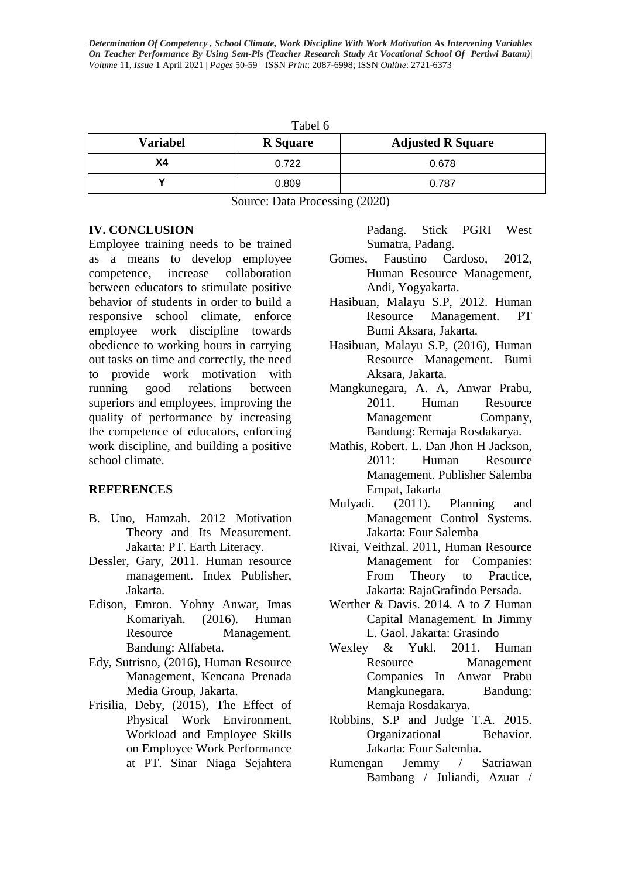Tabel 6

| Variabel | R Square | Adjusted R Square |
|---|---|---|
| X4 | 0.722 | 0.678 |
| Y | 0.809 | 0.787 |

Source: Data Processing (2020)

## IV. CONCLUSION

Employee training needs to be trained as a means to develop employee competence, increase collaboration between educators to stimulate positive behavior of students in order to build a responsive school climate, enforce employee work discipline towards obedience to working hours in carrying out tasks on time and correctly, the need to provide work motivation with running good relations between superiors and employees, improving the quality of performance by increasing the competence of educators, enforcing work discipline, and building a positive school climate.

## REFERENCES

B. Uno, Hamzah. 2012 Motivation Theory and Its Measurement. Jakarta: PT. Earth Literacy.

Dessler, Gary, 2011. Human resource management. Index Publisher, Jakarta.

Edison, Emron. Yohny Anwar, Imas Komariyah. (2016). Human Resource Management. Bandung: Alfabeta.

Edy, Sutrisno, (2016), Human Resource Management, Kencana Prenada Media Group, Jakarta.

Frisilia, Deby, (2015), The Effect of Physical Work Environment, Workload and Employee Skills on Employee Work Performance at PT. Sinar Niaga Sejahtera Padang. Stick PGRI West Sumatra, Padang.

Gomes, Faustino Cardoso, 2012, Human Resource Management, Andi, Yogyakarta.

Hasibuan, Malayu S.P, 2012. Human Resource Management. PT Bumi Aksara, Jakarta.

Hasibuan, Malayu S.P, (2016), Human Resource Management. Bumi Aksara, Jakarta.

Mangkunegara, A. A, Anwar Prabu, 2011. Human Resource Management Company, Bandung: Remaja Rosdakarya.

Mathis, Robert. L. Dan Jhon H Jackson, 2011: Human Resource Management. Publisher Salemba Empat, Jakarta

Mulyadi. (2011). Planning and Management Control Systems. Jakarta: Four Salemba

Rivai, Veithzal. 2011, Human Resource Management for Companies: From Theory to Practice, Jakarta: RajaGrafindo Persada.

Werther & Davis. 2014. A to Z Human Capital Management. In Jimmy L. Gaol. Jakarta: Grasindo

Wexley & Yukl. 2011. Human Resource Management Companies In Anwar Prabu Mangkunegara. Bandung: Remaja Rosdakarya.

Robbins, S.P and Judge T.A. 2015. Organizational Behavior. Jakarta: Four Salemba.

Rumengan Jemmy / Satriawan Bambang / Juliandi, Azuar /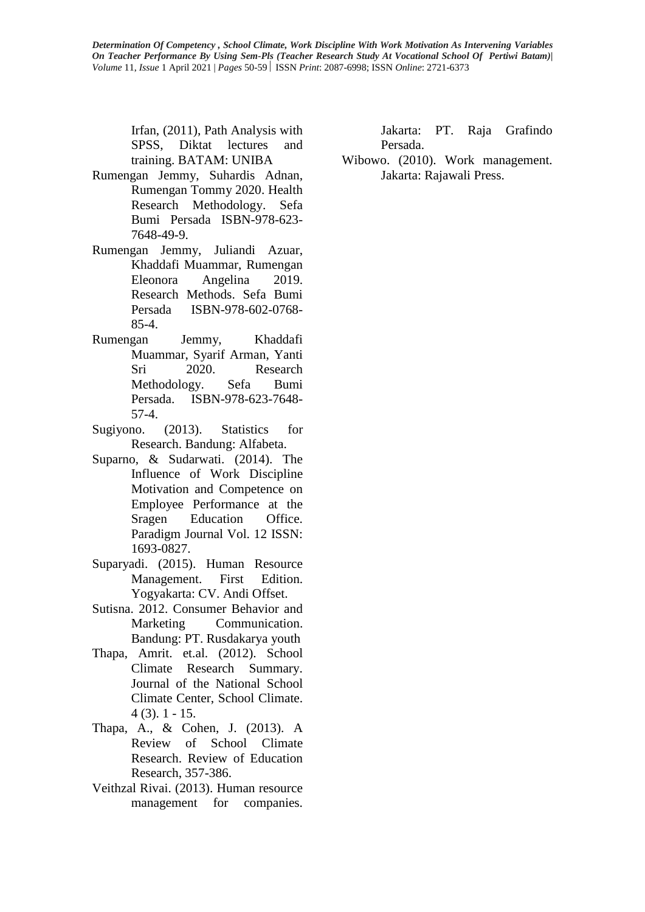Irfan, (2011), Path Analysis with SPSS, Diktat lectures and training. BATAM: UNIBA

Rumengan Jemmy, Suhardis Adnan, Rumengan Tommy 2020. Health Research Methodology. Sefa Bumi Persada ISBN-978-623-7648-49-9.

Rumengan Jemmy, Juliandi Azuar, Khaddafi Muammar, Rumengan Eleonora Angelina 2019. Research Methods. Sefa Bumi Persada ISBN-978-602-0768-85-4.

Rumengan Jemmy, Khaddafi Muammar, Syarif Arman, Yanti Sri 2020. Research Methodology. Sefa Bumi Persada. ISBN-978-623-7648-57-4.

Sugiyono. (2013). Statistics for Research. Bandung: Alfabeta.

Suparno, & Sudarwati. (2014). The Influence of Work Discipline Motivation and Competence on Employee Performance at the Sragen Education Office. Paradigm Journal Vol. 12 ISSN: 1693-0827.

Suparyadi. (2015). Human Resource Management. First Edition. Yogyakarta: CV. Andi Offset.

Sutisna. 2012. Consumer Behavior and Marketing Communication. Bandung: PT. Rusdakarya youth

Thapa, Amrit. et.al. (2012). School Climate Research Summary. Journal of the National School Climate Center, School Climate. 4 (3). 1 - 15.

Thapa, A., & Cohen, J. (2013). A Review of School Climate Research. Review of Education Research, 357-386.

Veithzal Rivai. (2013). Human resource management for companies. Jakarta: PT. Raja Grafindo Persada.

Wibowo. (2010). Work management. Jakarta: Rajawali Press.